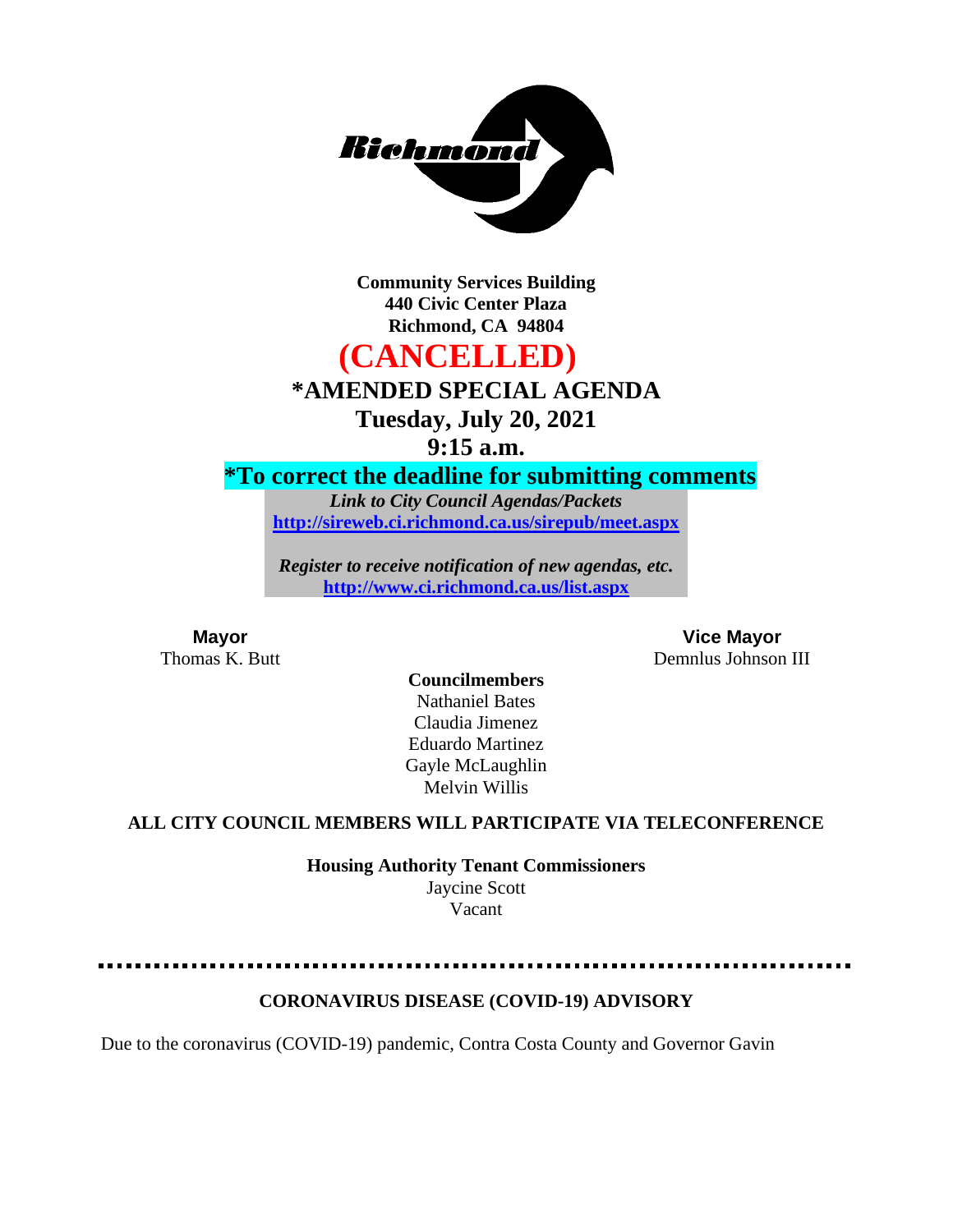**Community Services Building**
**440 Civic Center Plaza**
**Richmond, CA 94804**

# (CANCELLED)

## *AMENDED SPECIAL AGENDA

## Tuesday, July 20, 2021

## 9:15 a.m.

**\*To correct the deadline for submitting comments**

***Link to City Council Agendas/Packets***
**http://sireweb.ci.richmond.ca.us/sirepub/meet.aspx**

***Register to receive notification of new agendas, etc.***
**http://www.ci.richmond.ca.us/list.aspx**

**Mayor**
Thomas K. Butt

**Vice Mayor**
Demnlus Johnson III

**Councilmembers**
Nathaniel Bates
Claudia Jimenez
Eduardo Martinez
Gayle McLaughlin
Melvin Willis

**ALL CITY COUNCIL MEMBERS WILL PARTICIPATE VIA TELECONFERENCE**

**Housing Authority Tenant Commissioners**
Jaycine Scott
Vacant

---

**CORONAVIRUS DISEASE (COVID-19) ADVISORY**

Due to the coronavirus (COVID-19) pandemic, Contra Costa County and Governor Gavin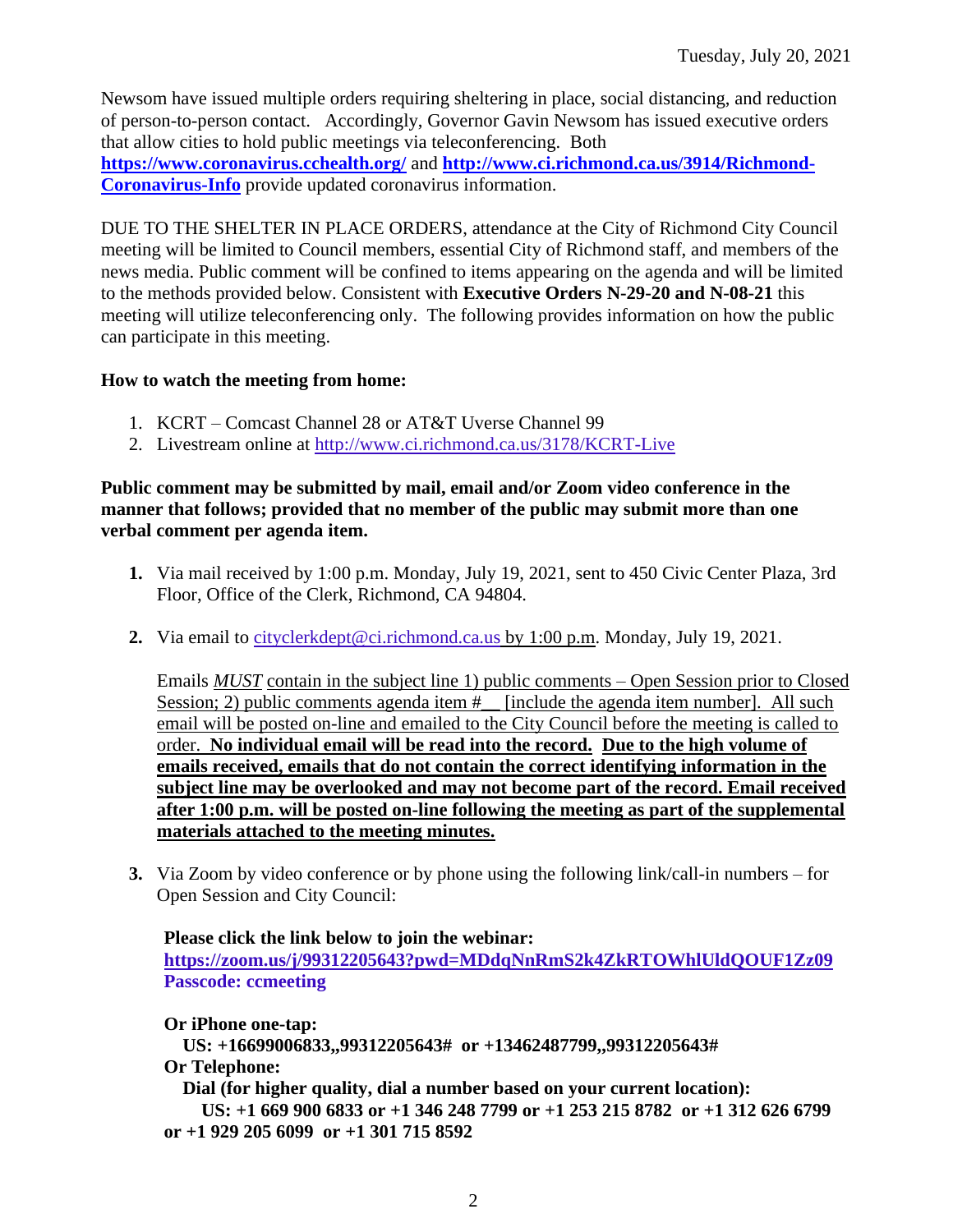Newsom have issued multiple orders requiring sheltering in place, social distancing, and reduction of person-to-person contact. Accordingly, Governor Gavin Newsom has issued executive orders that allow cities to hold public meetings via teleconferencing. Both **https://www.coronavirus.cchealth.org/** and **http://www.ci.richmond.ca.us/3914/Richmond-Coronavirus-Info** provide updated coronavirus information.

DUE TO THE SHELTER IN PLACE ORDERS, attendance at the City of Richmond City Council meeting will be limited to Council members, essential City of Richmond staff, and members of the news media. Public comment will be confined to items appearing on the agenda and will be limited to the methods provided below. Consistent with **Executive Orders N-29-20 and N-08-21** this meeting will utilize teleconferencing only. The following provides information on how the public can participate in this meeting.

**How to watch the meeting from home:**

1. KCRT – Comcast Channel 28 or AT&T Uverse Channel 99
2. Livestream online at http://www.ci.richmond.ca.us/3178/KCRT-Live

**Public comment may be submitted by mail, email and/or Zoom video conference in the manner that follows; provided that no member of the public may submit more than one verbal comment per agenda item.**

1. Via mail received by 1:00 p.m. Monday, July 19, 2021, sent to 450 Civic Center Plaza, 3rd Floor, Office of the Clerk, Richmond, CA 94804.

2. Via email to cityclerkdept@ci.richmond.ca.us by 1:00 p.m. Monday, July 19, 2021.

   Emails *MUST* contain in the subject line 1) public comments – Open Session prior to Closed Session; 2) public comments agenda item #__ [include the agenda item number]. All such email will be posted on-line and emailed to the City Council before the meeting is called to order. **No individual email will be read into the record. Due to the high volume of emails received, emails that do not contain the correct identifying information in the subject line may be overlooked and may not become part of the record. Email received after 1:00 p.m. will be posted on-line following the meeting as part of the supplemental materials attached to the meeting minutes.**

3. Via Zoom by video conference or by phone using the following link/call-in numbers – for Open Session and City Council:

   **Please click the link below to join the webinar:**
   **https://zoom.us/j/99312205643?pwd=MDdqNnRmS2k4ZkRTOWhlUldQOUF1Zz09**
   **Passcode: ccmeeting**

   **Or iPhone one-tap:**
   **US: +16699006833,,99312205643# or +13462487799,,99312205643#**
   **Or Telephone:**
   **Dial (for higher quality, dial a number based on your current location):**
   **US: +1 669 900 6833 or +1 346 248 7799 or +1 253 215 8782 or +1 312 626 6799 or +1 929 205 6099 or +1 301 715 8592**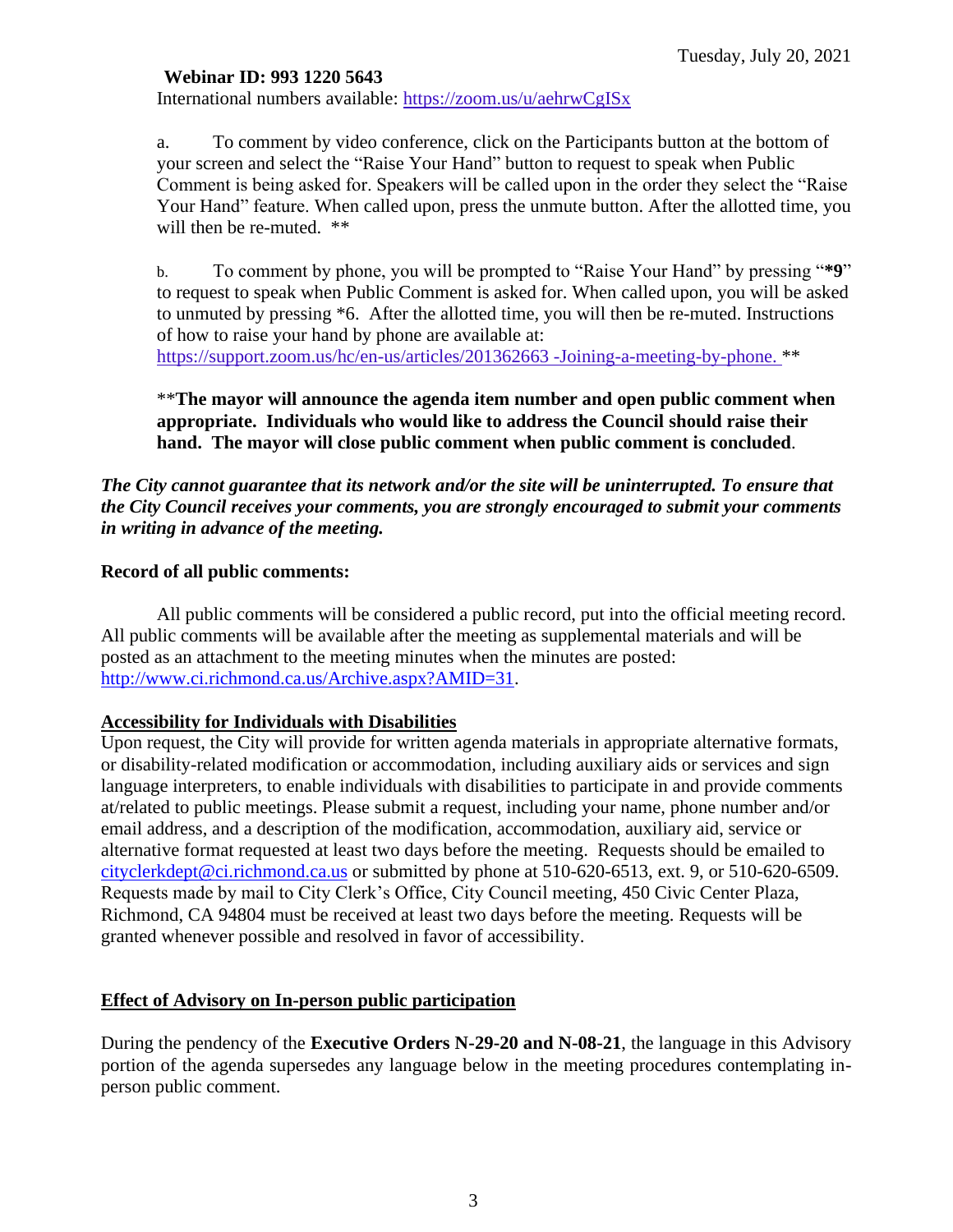Tuesday, July 20, 2021

**Webinar ID: 993 1220 5643**

International numbers available: https://zoom.us/u/aehrwCgISx

a. To comment by video conference, click on the Participants button at the bottom of your screen and select the "Raise Your Hand" button to request to speak when Public Comment is being asked for. Speakers will be called upon in the order they select the "Raise Your Hand" feature. When called upon, press the unmute button. After the allotted time, you will then be re-muted. **

b. To comment by phone, you will be prompted to "Raise Your Hand" by pressing "***9**" to request to speak when Public Comment is asked for. When called upon, you will be asked to unmuted by pressing *6. After the allotted time, you will then be re-muted. Instructions of how to raise your hand by phone are available at: https://support.zoom.us/hc/en-us/articles/201362663 -Joining-a-meeting-by-phone. **

****The mayor will announce the agenda item number and open public comment when appropriate. Individuals who would like to address the Council should raise their hand. The mayor will close public comment when public comment is concluded**.

***The City cannot guarantee that its network and/or the site will be uninterrupted. To ensure that the City Council receives your comments, you are strongly encouraged to submit your comments in writing in advance of the meeting.***

**Record of all public comments:**

All public comments will be considered a public record, put into the official meeting record. All public comments will be available after the meeting as supplemental materials and will be posted as an attachment to the meeting minutes when the minutes are posted: http://www.ci.richmond.ca.us/Archive.aspx?AMID=31.

**Accessibility for Individuals with Disabilities**

Upon request, the City will provide for written agenda materials in appropriate alternative formats, or disability-related modification or accommodation, including auxiliary aids or services and sign language interpreters, to enable individuals with disabilities to participate in and provide comments at/related to public meetings. Please submit a request, including your name, phone number and/or email address, and a description of the modification, accommodation, auxiliary aid, service or alternative format requested at least two days before the meeting. Requests should be emailed to cityclerkdept@ci.richmond.ca.us or submitted by phone at 510-620-6513, ext. 9, or 510-620-6509. Requests made by mail to City Clerk's Office, City Council meeting, 450 Civic Center Plaza, Richmond, CA 94804 must be received at least two days before the meeting. Requests will be granted whenever possible and resolved in favor of accessibility.

**Effect of Advisory on In-person public participation**

During the pendency of the **Executive Orders N-29-20 and N-08-21**, the language in this Advisory portion of the agenda supersedes any language below in the meeting procedures contemplating in-person public comment.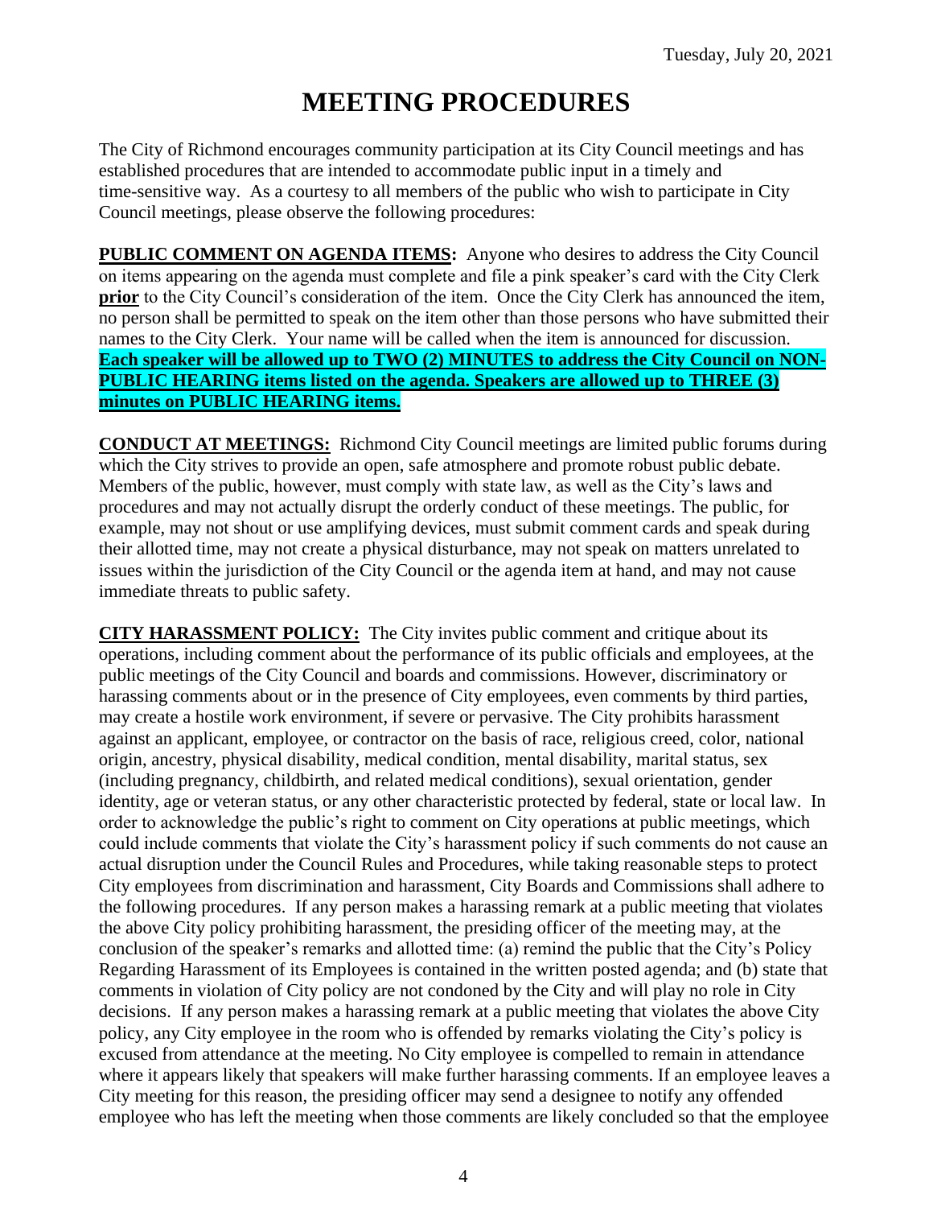# MEETING PROCEDURES

The City of Richmond encourages community participation at its City Council meetings and has established procedures that are intended to accommodate public input in a timely and time-sensitive way. As a courtesy to all members of the public who wish to participate in City Council meetings, please observe the following procedures:

**PUBLIC COMMENT ON AGENDA ITEMS:** Anyone who desires to address the City Council on items appearing on the agenda must complete and file a pink speaker's card with the City Clerk **prior** to the City Council's consideration of the item. Once the City Clerk has announced the item, no person shall be permitted to speak on the item other than those persons who have submitted their names to the City Clerk. Your name will be called when the item is announced for discussion. **Each speaker will be allowed up to TWO (2) MINUTES to address the City Council on NON-PUBLIC HEARING items listed on the agenda. Speakers are allowed up to THREE (3) minutes on PUBLIC HEARING items.**

**CONDUCT AT MEETINGS:** Richmond City Council meetings are limited public forums during which the City strives to provide an open, safe atmosphere and promote robust public debate. Members of the public, however, must comply with state law, as well as the City's laws and procedures and may not actually disrupt the orderly conduct of these meetings. The public, for example, may not shout or use amplifying devices, must submit comment cards and speak during their allotted time, may not create a physical disturbance, may not speak on matters unrelated to issues within the jurisdiction of the City Council or the agenda item at hand, and may not cause immediate threats to public safety.

**CITY HARASSMENT POLICY:** The City invites public comment and critique about its operations, including comment about the performance of its public officials and employees, at the public meetings of the City Council and boards and commissions. However, discriminatory or harassing comments about or in the presence of City employees, even comments by third parties, may create a hostile work environment, if severe or pervasive. The City prohibits harassment against an applicant, employee, or contractor on the basis of race, religious creed, color, national origin, ancestry, physical disability, medical condition, mental disability, marital status, sex (including pregnancy, childbirth, and related medical conditions), sexual orientation, gender identity, age or veteran status, or any other characteristic protected by federal, state or local law. In order to acknowledge the public's right to comment on City operations at public meetings, which could include comments that violate the City's harassment policy if such comments do not cause an actual disruption under the Council Rules and Procedures, while taking reasonable steps to protect City employees from discrimination and harassment, City Boards and Commissions shall adhere to the following procedures. If any person makes a harassing remark at a public meeting that violates the above City policy prohibiting harassment, the presiding officer of the meeting may, at the conclusion of the speaker's remarks and allotted time: (a) remind the public that the City's Policy Regarding Harassment of its Employees is contained in the written posted agenda; and (b) state that comments in violation of City policy are not condoned by the City and will play no role in City decisions. If any person makes a harassing remark at a public meeting that violates the above City policy, any City employee in the room who is offended by remarks violating the City's policy is excused from attendance at the meeting. No City employee is compelled to remain in attendance where it appears likely that speakers will make further harassing comments. If an employee leaves a City meeting for this reason, the presiding officer may send a designee to notify any offended employee who has left the meeting when those comments are likely concluded so that the employee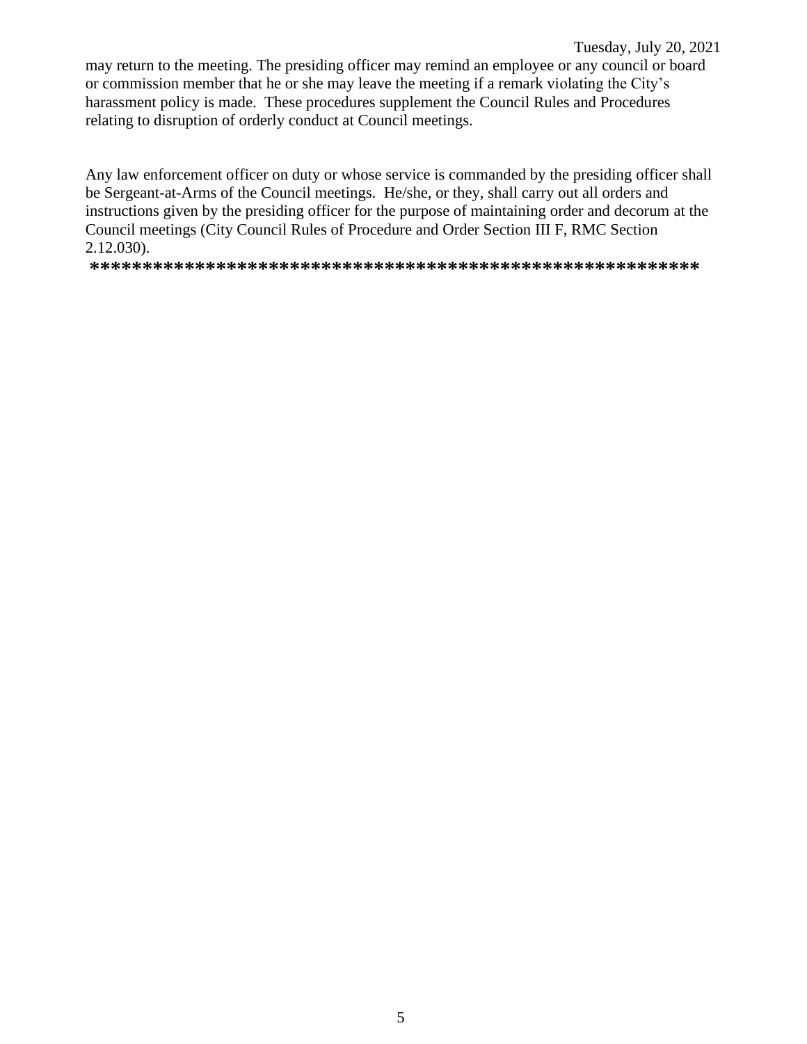may return to the meeting. The presiding officer may remind an employee or any council or board or commission member that he or she may leave the meeting if a remark violating the City's harassment policy is made. These procedures supplement the Council Rules and Procedures relating to disruption of orderly conduct at Council meetings.

Any law enforcement officer on duty or whose service is commanded by the presiding officer shall be Sergeant-at-Arms of the Council meetings. He/she, or they, shall carry out all orders and instructions given by the presiding officer for the purpose of maintaining order and decorum at the Council meetings (City Council Rules of Procedure and Order Section III F, RMC Section 2.12.030).

**********************************************************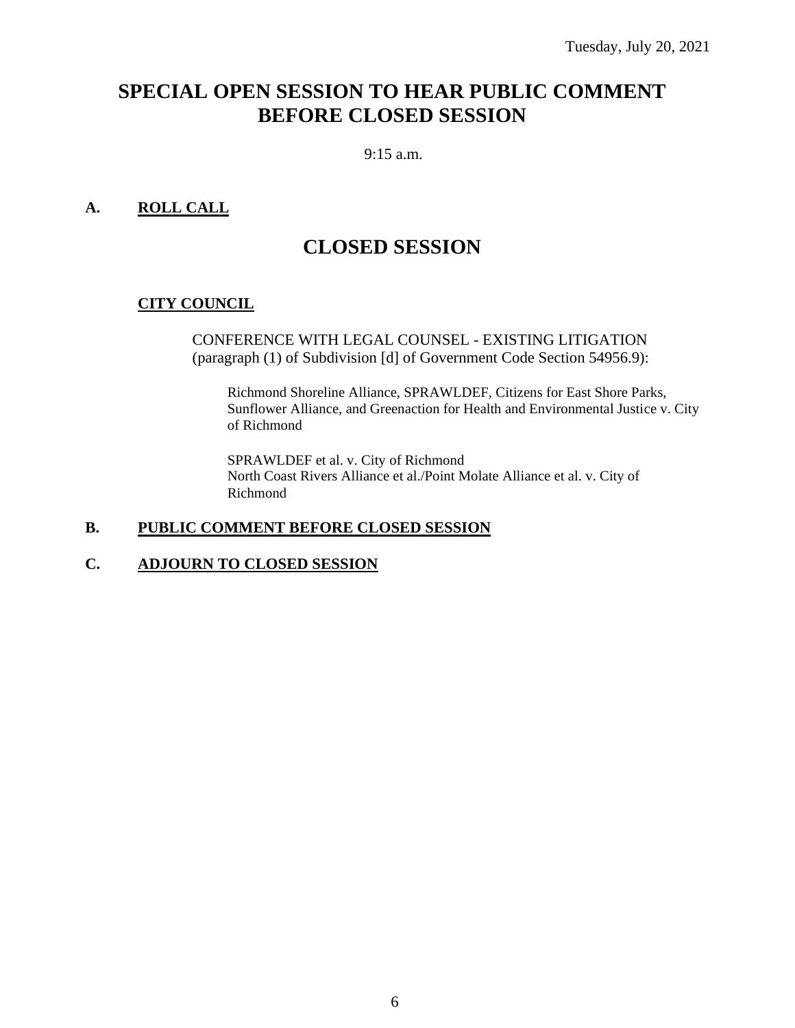Tuesday, July 20, 2021

# SPECIAL OPEN SESSION TO HEAR PUBLIC COMMENT BEFORE CLOSED SESSION

9:15 a.m.

## A. ROLL CALL

# CLOSED SESSION

### CITY COUNCIL

CONFERENCE WITH LEGAL COUNSEL - EXISTING LITIGATION (paragraph (1) of Subdivision [d] of Government Code Section 54956.9):

Richmond Shoreline Alliance, SPRAWLDEF, Citizens for East Shore Parks, Sunflower Alliance, and Greenaction for Health and Environmental Justice v. City of Richmond

SPRAWLDEF et al. v. City of Richmond
North Coast Rivers Alliance et al./Point Molate Alliance et al. v. City of Richmond

## B. PUBLIC COMMENT BEFORE CLOSED SESSION

## C. ADJOURN TO CLOSED SESSION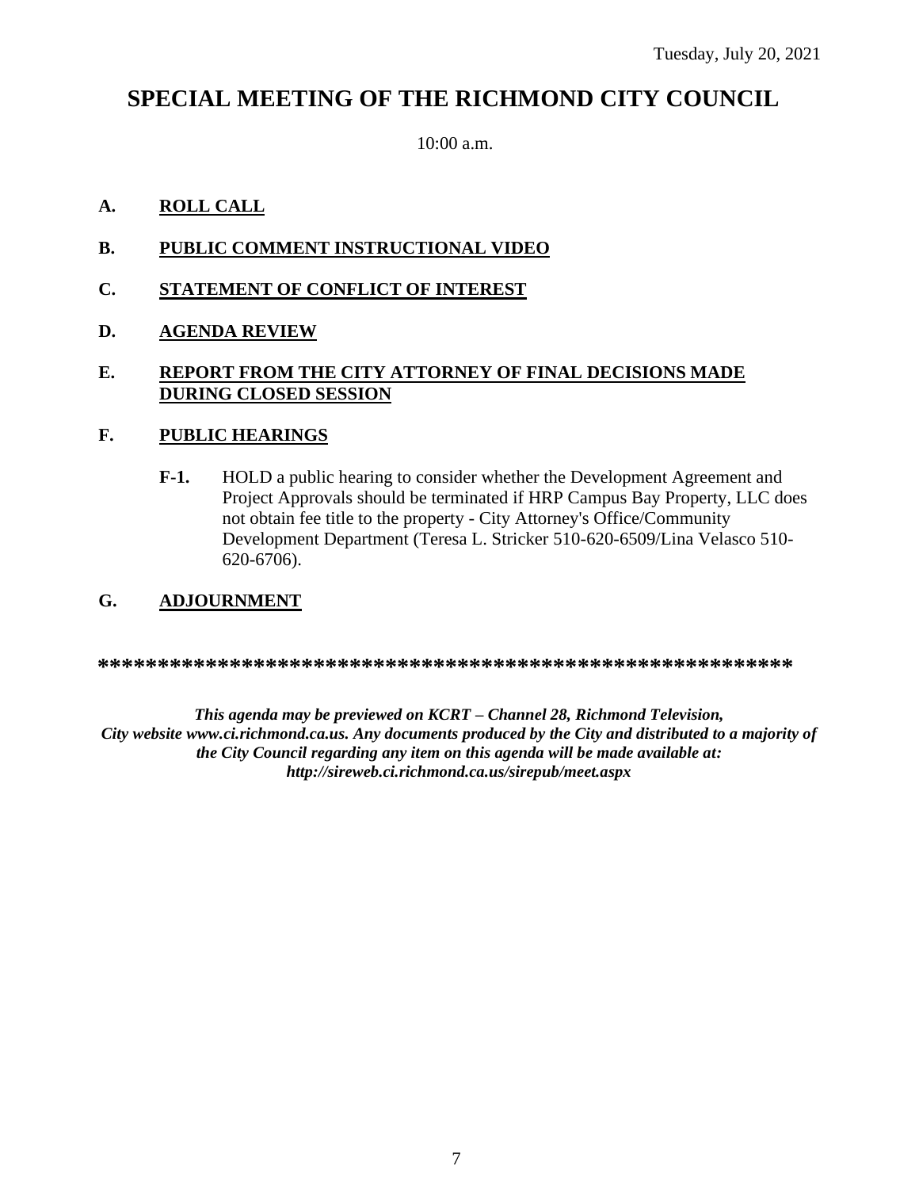Tuesday, July 20, 2021

# SPECIAL MEETING OF THE RICHMOND CITY COUNCIL

10:00 a.m.

**A. ROLL CALL**

**B. PUBLIC COMMENT INSTRUCTIONAL VIDEO**

**C. STATEMENT OF CONFLICT OF INTEREST**

**D. AGENDA REVIEW**

**E. REPORT FROM THE CITY ATTORNEY OF FINAL DECISIONS MADE DURING CLOSED SESSION**

**F. PUBLIC HEARINGS**

**F-1.** HOLD a public hearing to consider whether the Development Agreement and Project Approvals should be terminated if HRP Campus Bay Property, LLC does not obtain fee title to the property - City Attorney's Office/Community Development Department (Teresa L. Stricker 510-620-6509/Lina Velasco 510-620-6706).

**G. ADJOURNMENT**

**************************************************************

***This agenda may be previewed on KCRT – Channel 28, Richmond Television, City website www.ci.richmond.ca.us. Any documents produced by the City and distributed to a majority of the City Council regarding any item on this agenda will be made available at: http://sireweb.ci.richmond.ca.us/sirepub/meet.aspx***